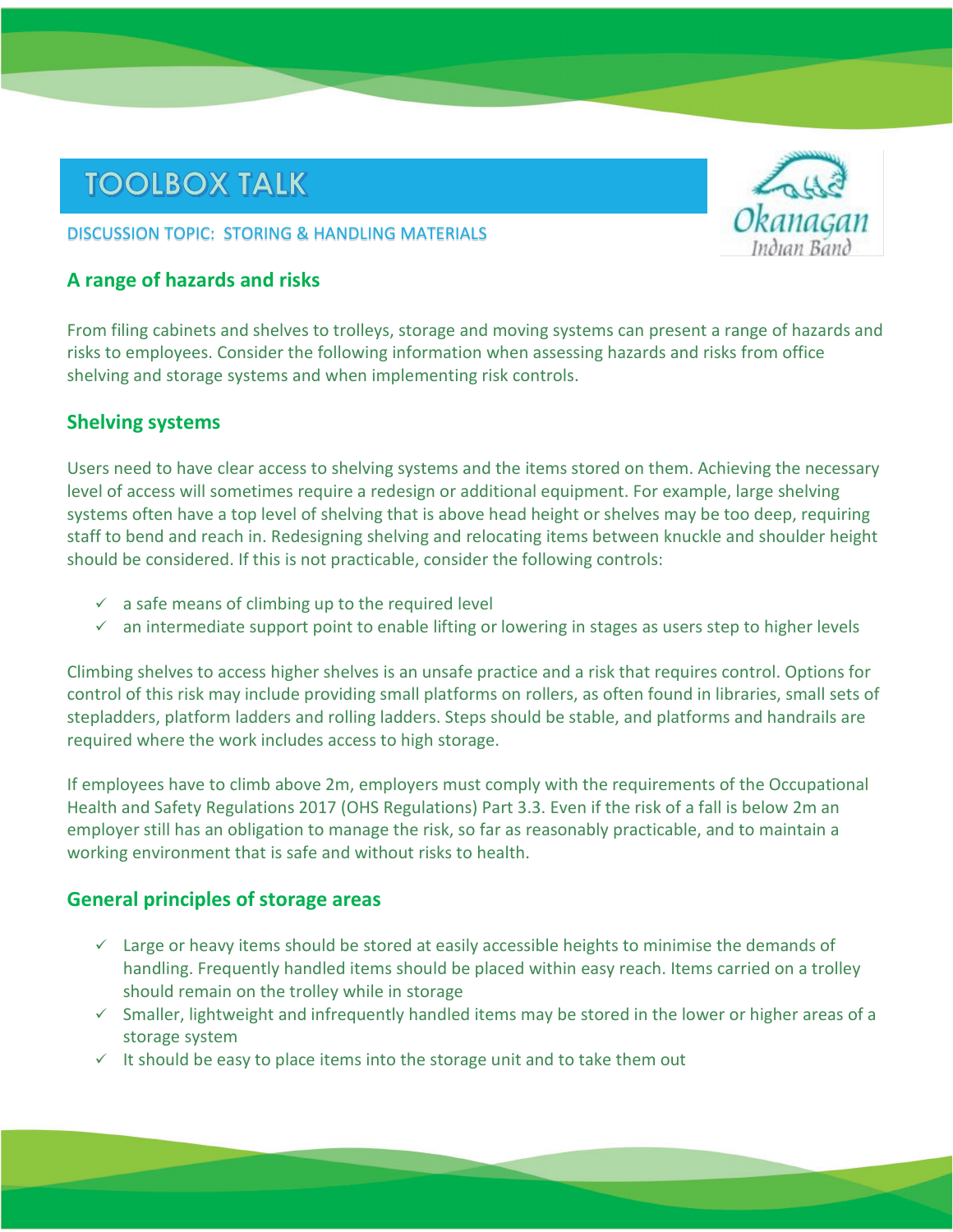# TOOLBOX TALK

DISCUSSION TOPIC: STORING & HANDLING MATERIALS

## A range of hazards and risks

From filing cabinets and shelves to trolleys, storage and moving systems can present a range of hazards and risks to employees. Consider the following information when assessing hazards and risks from office shelving and storage systems and when implementing risk controls.

## Shelving systems

Users need to have clear access to shelving systems and the items stored on them. Achieving the necessary level of access will sometimes require a redesign or additional equipment. For example, large shelving systems often have a top level of shelving that is above head height or shelves may be too deep, requiring staff to bend and reach in. Redesigning shelving and relocating items between knuckle and shoulder height should be considered. If this is not practicable, consider the following controls:

- ✓ a safe means of climbing up to the required level
- ✓ an intermediate support point to enable lifting or lowering in stages as users step to higher levels

Climbing shelves to access higher shelves is an unsafe practice and a risk that requires control. Options for control of this risk may include providing small platforms on rollers, as often found in libraries, small sets of stepladders, platform ladders and rolling ladders. Steps should be stable, and platforms and handrails are required where the work includes access to high storage.

If employees have to climb above 2m, employers must comply with the requirements of the Occupational Health and Safety Regulations 2017 (OHS Regulations) Part 3.3. Even if the risk of a fall is below 2m an employer still has an obligation to manage the risk, so far as reasonably practicable, and to maintain a working environment that is safe and without risks to health.

## General principles of storage areas

- ✓ Large or heavy items should be stored at easily accessible heights to minimise the demands of handling. Frequently handled items should be placed within easy reach. Items carried on a trolley should remain on the trolley while in storage
- ✓ Smaller, lightweight and infrequently handled items may be stored in the lower or higher areas of a storage system
- ✓ It should be easy to place items into the storage unit and to take them out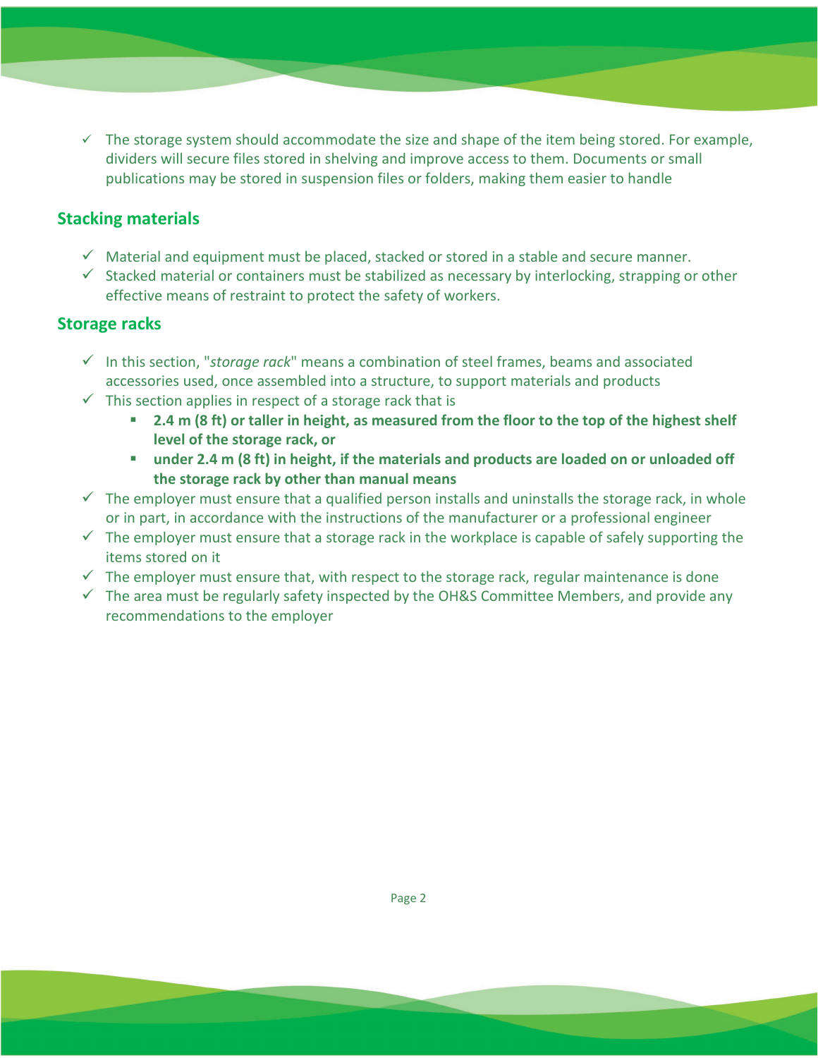- ✓ The storage system should accommodate the size and shape of the item being stored. For example, dividers will secure files stored in shelving and improve access to them. Documents or small publications may be stored in suspension files or folders, making them easier to handle

## Stacking materials

- ✓ Material and equipment must be placed, stacked or stored in a stable and secure manner.
- ✓ Stacked material or containers must be stabilized as necessary by interlocking, strapping or other effective means of restraint to protect the safety of workers.

## Storage racks

- ✓ In this section, "*storage rack*" means a combination of steel frames, beams and associated accessories used, once assembled into a structure, to support materials and products
- ✓ This section applies in respect of a storage rack that is
  - **2.4 m (8 ft) or taller in height, as measured from the floor to the top of the highest shelf level of the storage rack, or**
  - **under 2.4 m (8 ft) in height, if the materials and products are loaded on or unloaded off the storage rack by other than manual means**
- ✓ The employer must ensure that a qualified person installs and uninstalls the storage rack, in whole or in part, in accordance with the instructions of the manufacturer or a professional engineer
- ✓ The employer must ensure that a storage rack in the workplace is capable of safely supporting the items stored on it
- ✓ The employer must ensure that, with respect to the storage rack, regular maintenance is done
- ✓ The area must be regularly safety inspected by the OH&S Committee Members, and provide any recommendations to the employer